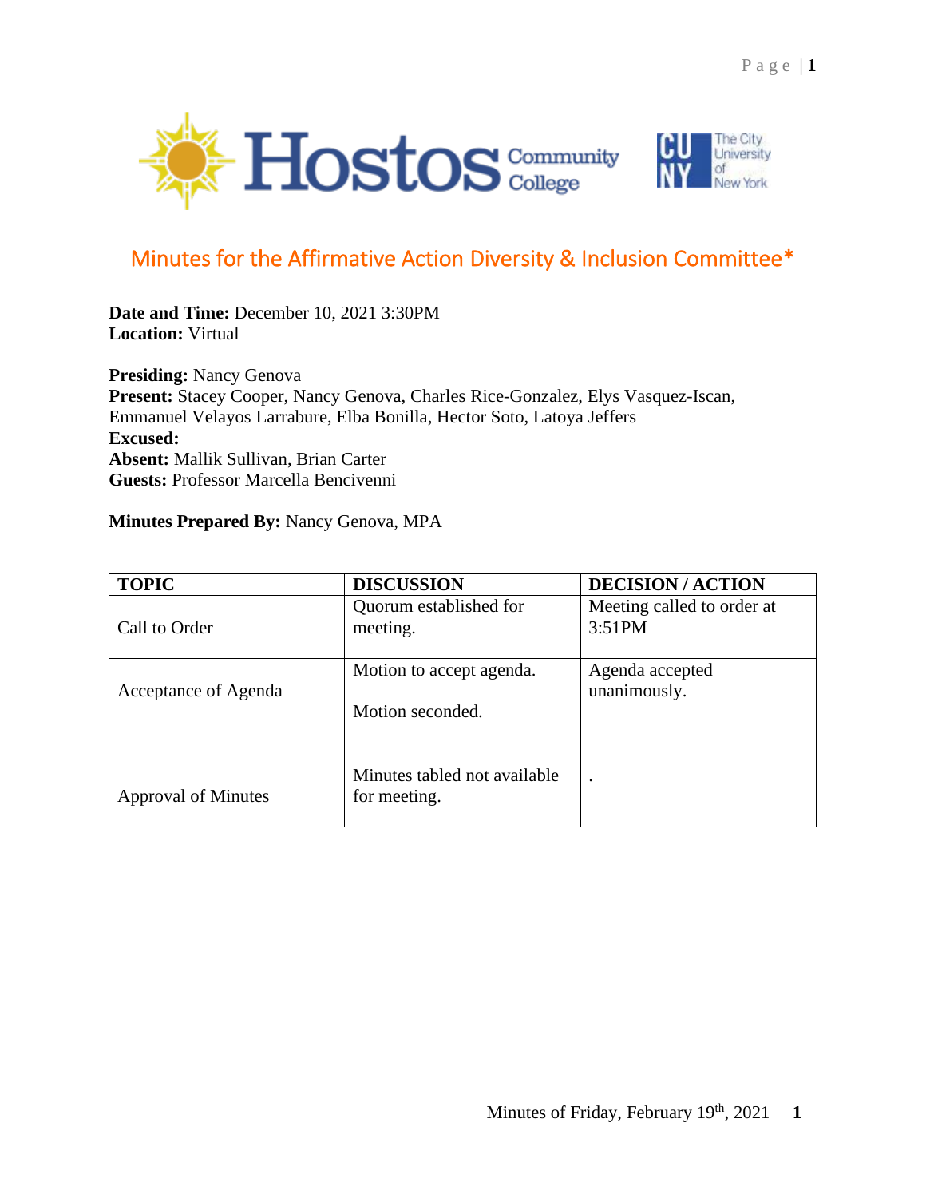# Minutes for the Affirmative Action Diversity & Inclusion Committee*

**Date and Time:** December 10, 2021 3:30PM
**Location:** Virtual

**Presiding:** Nancy Genova
**Present:** Stacey Cooper, Nancy Genova, Charles Rice-Gonzalez, Elys Vasquez-Iscan, Emmanuel Velayos Larrabure, Elba Bonilla, Hector Soto, Latoya Jeffers
**Excused:**
**Absent:** Mallik Sullivan, Brian Carter
**Guests:** Professor Marcella Bencivenni

**Minutes Prepared By:** Nancy Genova, MPA

| TOPIC | DISCUSSION | DECISION / ACTION |
|---|---|---|
| Call to Order | Quorum established for meeting. | Meeting called to order at 3:51PM |
| Acceptance of Agenda | Motion to accept agenda.<br><br>Motion seconded. | Agenda accepted unanimously. |
| Approval of Minutes | Minutes tabled not available for meeting. | . |

Minutes of Friday, February 19th, 2021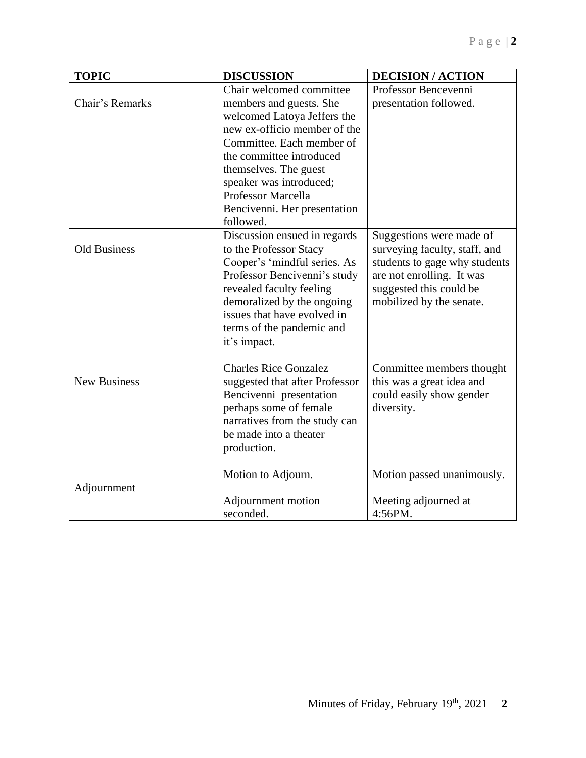| TOPIC | DISCUSSION | DECISION / ACTION |
|---|---|---|
| Chair's Remarks | Chair welcomed committee members and guests. She welcomed Latoya Jeffers the new ex-officio member of the Committee. Each member of the committee introduced themselves. The guest speaker was introduced; Professor Marcella Bencivenni. Her presentation followed. | Professor Bencevenni presentation followed. |
| Old Business | Discussion ensued in regards to the Professor Stacy Cooper's 'mindful series. As Professor Bencivenni's study revealed faculty feeling demoralized by the ongoing issues that have evolved in terms of the pandemic and it's impact. | Suggestions were made of surveying faculty, staff, and students to gage why students are not enrolling. It was suggested this could be mobilized by the senate. |
| New Business | Charles Rice Gonzalez suggested that after Professor Bencivenni presentation perhaps some of female narratives from the study can be made into a theater production. | Committee members thought this was a great idea and could easily show gender diversity. |
| Adjournment | Motion to Adjourn.<br><br>Adjournment motion seconded. | Motion passed unanimously.<br><br>Meeting adjourned at 4:56PM. |